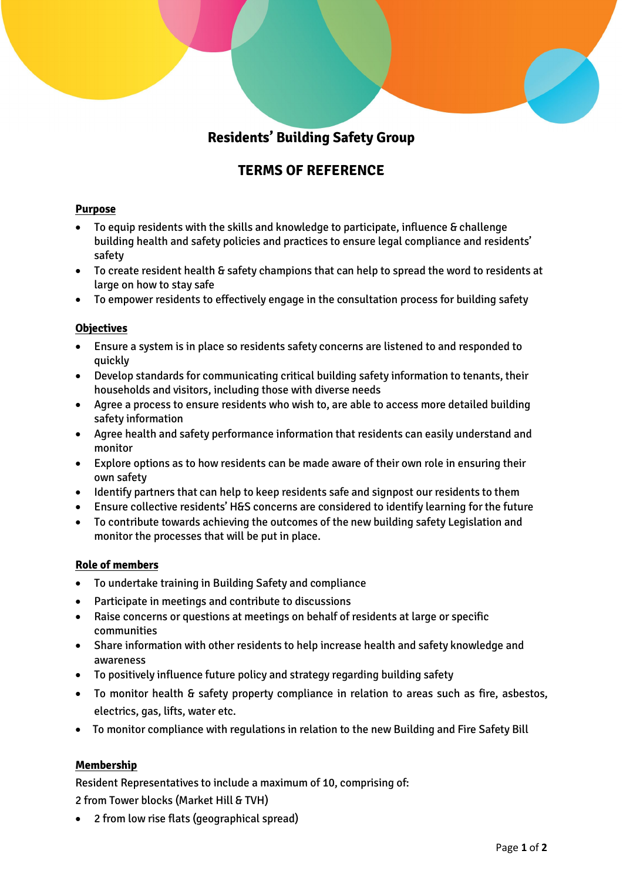# Residents' Building Safety Group

## TERMS OF REFERENCE

### Purpose

- To equip residents with the skills and knowledge to participate, influence & challenge building health and safety policies and practices to ensure legal compliance and residents' safety
- To create resident health & safety champions that can help to spread the word to residents at large on how to stay safe
- To empower residents to effectively engage in the consultation process for building safety

### Objectives

- Ensure a system is in place so residents safety concerns are listened to and responded to quickly
- Develop standards for communicating critical building safety information to tenants, their households and visitors, including those with diverse needs
- Agree a process to ensure residents who wish to, are able to access more detailed building safety information
- Agree health and safety performance information that residents can easily understand and monitor
- Explore options as to how residents can be made aware of their own role in ensuring their own safety
- Identify partners that can help to keep residents safe and signpost our residents to them
- Ensure collective residents' H&S concerns are considered to identify learning for the future
- To contribute towards achieving the outcomes of the new building safety Legislation and monitor the processes that will be put in place.

### Role of members

- To undertake training in Building Safety and compliance
- Participate in meetings and contribute to discussions
- Raise concerns or questions at meetings on behalf of residents at large or specific communities
- Share information with other residents to help increase health and safety knowledge and awareness
- To positively influence future policy and strategy regarding building safety
- To monitor health & safety property compliance in relation to areas such as fire, asbestos, electrics, gas, lifts, water etc.
- To monitor compliance with regulations in relation to the new Building and Fire Safety Bill

### Membership

Resident Representatives to include a maximum of 10, comprising of:

2 from Tower blocks (Market Hill & TVH)

- 2 from low rise flats (geographical spread)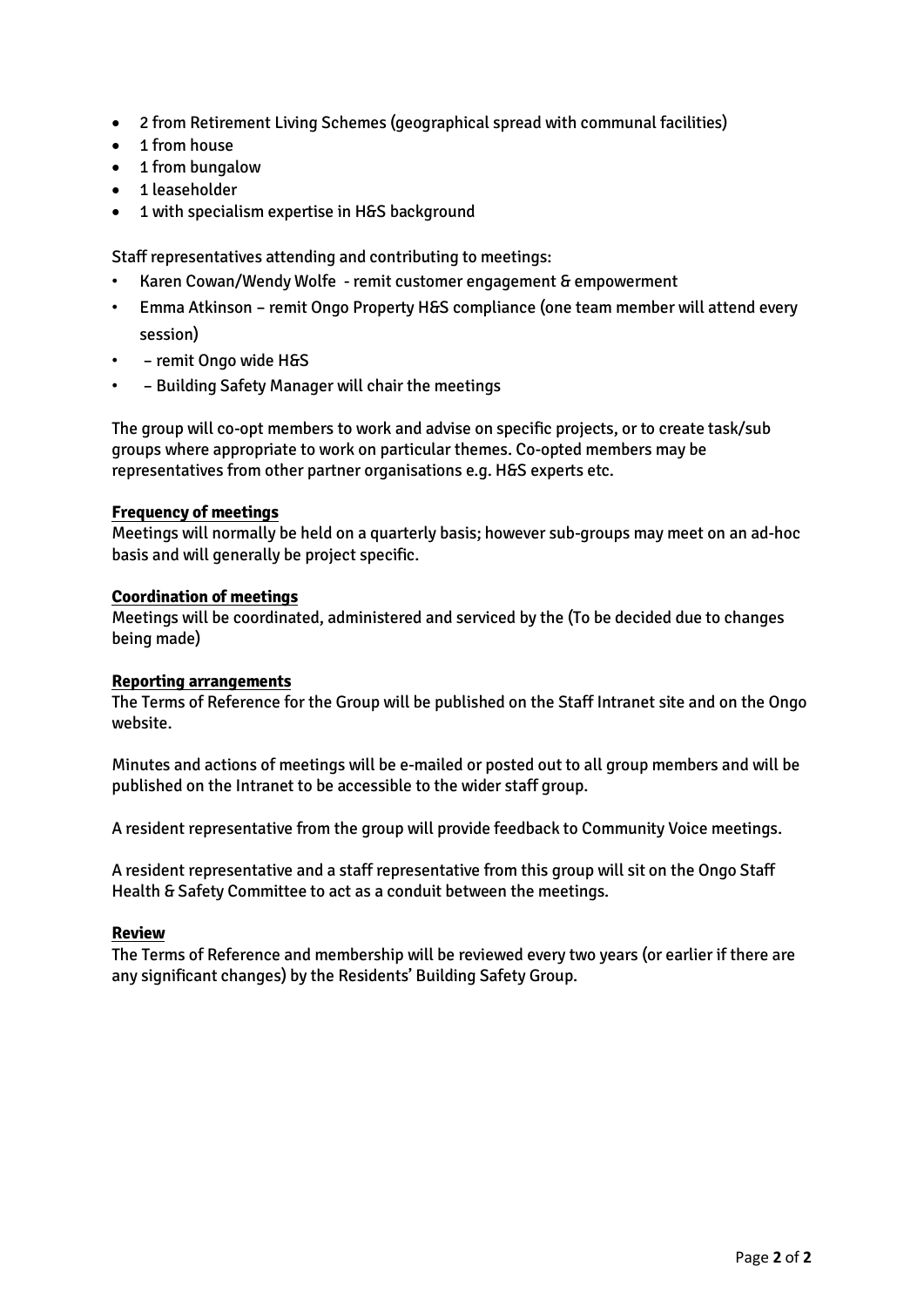- 2 from Retirement Living Schemes (geographical spread with communal facilities)
- 1 from house
- 1 from bungalow
- 1 leaseholder
- 1 with specialism expertise in H&S background

Staff representatives attending and contributing to meetings:

- Karen Cowan/Wendy Wolfe - remit customer engagement & empowerment
- Emma Atkinson – remit Ongo Property H&S compliance (one team member will attend every session)
- – remit Ongo wide H&S
- – Building Safety Manager will chair the meetings

The group will co-opt members to work and advise on specific projects, or to create task/sub groups where appropriate to work on particular themes. Co-opted members may be representatives from other partner organisations e.g. H&S experts etc.

**Frequency of meetings**

Meetings will normally be held on a quarterly basis; however sub-groups may meet on an ad-hoc basis and will generally be project specific.

**Coordination of meetings**

Meetings will be coordinated, administered and serviced by the (To be decided due to changes being made)

**Reporting arrangements**

The Terms of Reference for the Group will be published on the Staff Intranet site and on the Ongo website.

Minutes and actions of meetings will be e-mailed or posted out to all group members and will be published on the Intranet to be accessible to the wider staff group.

A resident representative from the group will provide feedback to Community Voice meetings.

A resident representative and a staff representative from this group will sit on the Ongo Staff Health & Safety Committee to act as a conduit between the meetings.

**Review**

The Terms of Reference and membership will be reviewed every two years (or earlier if there are any significant changes) by the Residents' Building Safety Group.